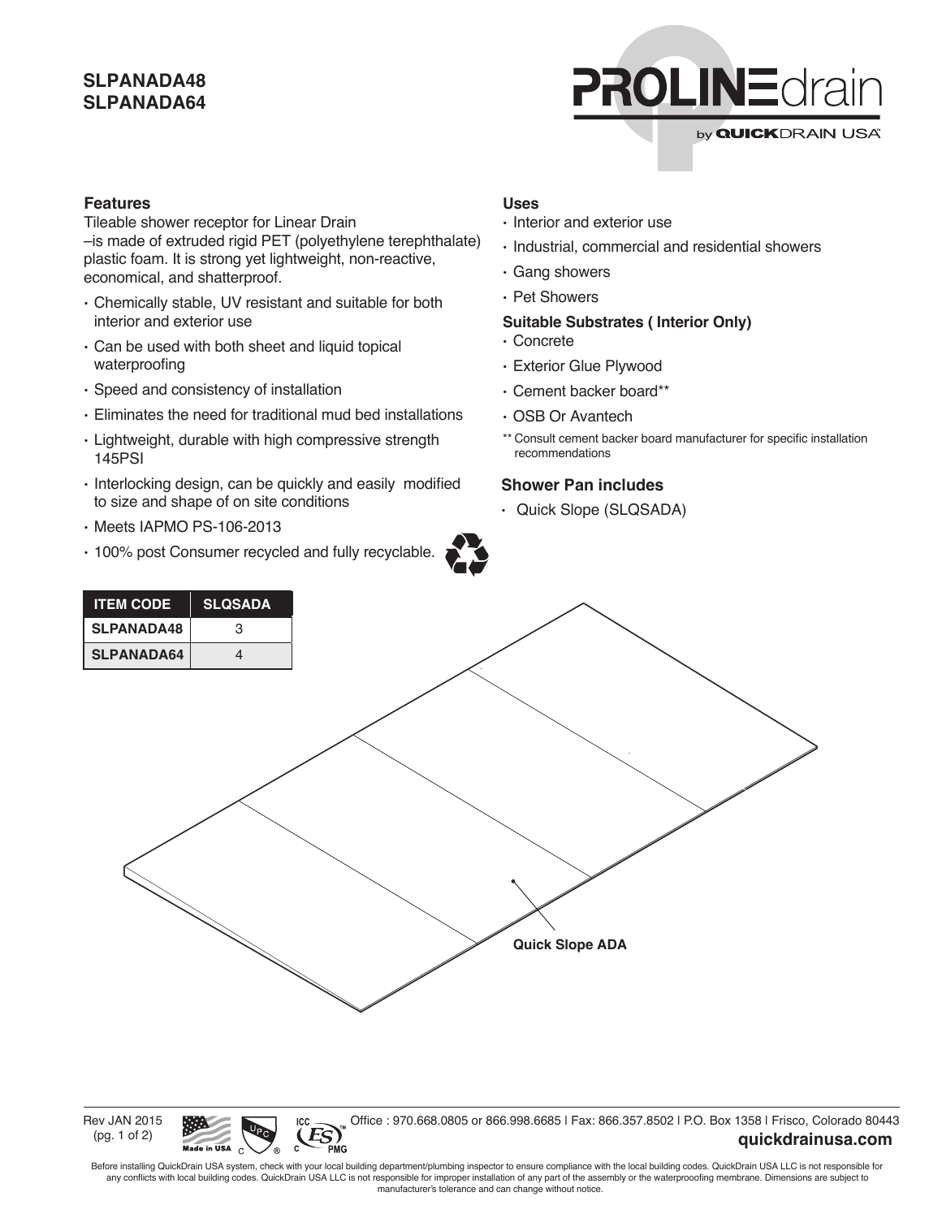# SLPANADA48
# SLPANADA64

PROLINEdrain by QUICKDRAIN USA

## Features

Tileable shower receptor for Linear Drain
–is made of extruded rigid PET (polyethylene terephthalate) plastic foam. It is strong yet lightweight, non-reactive, economical, and shatterproof.

- Chemically stable, UV resistant and suitable for both interior and exterior use
- Can be used with both sheet and liquid topical waterproofing
- Speed and consistency of installation
- Eliminates the need for traditional mud bed installations
- Lightweight, durable with high compressive strength 145PSI
- Interlocking design, can be quickly and easily modified to size and shape of on site conditions
- Meets IAPMO PS-106-2013
- 100% post Consumer recycled and fully recyclable.

## Uses

- Interior and exterior use
- Industrial, commercial and residential showers
- Gang showers
- Pet Showers

### Suitable Substrates ( Interior Only)

- Concrete
- Exterior Glue Plywood
- Cement backer board**
- OSB Or Avantech

** Consult cement backer board manufacturer for specific installation recommendations

## Shower Pan includes

- Quick Slope (SLQSADA)

| ITEM CODE | SLQSADA |
| --- | --- |
| SLPANADA48 | 3 |
| SLPANADA64 | 4 |

Quick Slope ADA

Rev JAN 2015
(pg. 1 of 2)

Office : 970.668.0805 or 866.998.6685 | Fax: 866.357.8502 | P.O. Box 1358 | Frisco, Colorado 80443
**quickdrainusa.com**

Before installing QuickDrain USA system, check with your local building department/plumbing inspector to ensure compliance with the local building codes. QuickDrain USA LLC is not responsible for any conflicts with local building codes. QuickDrain USA LLC is not responsible for improper installation of any part of the assembly or the waterprooofing membrane. Dimensions are subject to manufacturer's tolerance and can change without notice.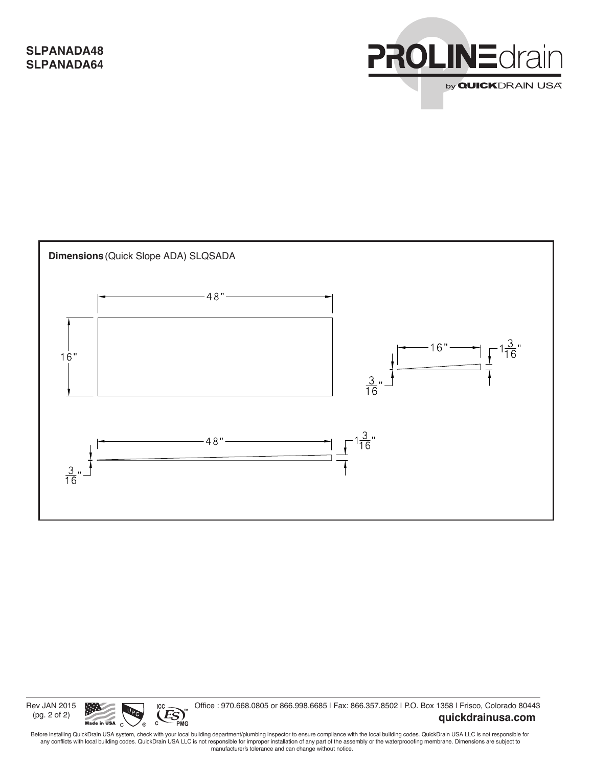**SLPANADA48**
**SLPANADA64**

PROLINEdrain
by QUICKDRAIN USA

**Dimensions** (Quick Slope ADA) SLQSADA

48"

16"

16"

$1\frac{3}{16}$"

$\frac{3}{16}$"

48"

$1\frac{3}{16}$"

$\frac{3}{16}$"

Rev JAN 2015
(pg. 2 of 2)

Made in USA

Office : 970.668.0805 or 866.998.6685 | Fax: 866.357.8502 | P.O. Box 1358 | Frisco, Colorado 80443

**quickdrainusa.com**

Before installing QuickDrain USA system, check with your local building department/plumbing inspector to ensure compliance with the local building codes. QuickDrain USA LLC is not responsible for any conflicts with local building codes. QuickDrain USA LLC is not responsible for improper installation of any part of the assembly or the waterprooofing membrane. Dimensions are subject to manufacturer's tolerance and can change without notice.